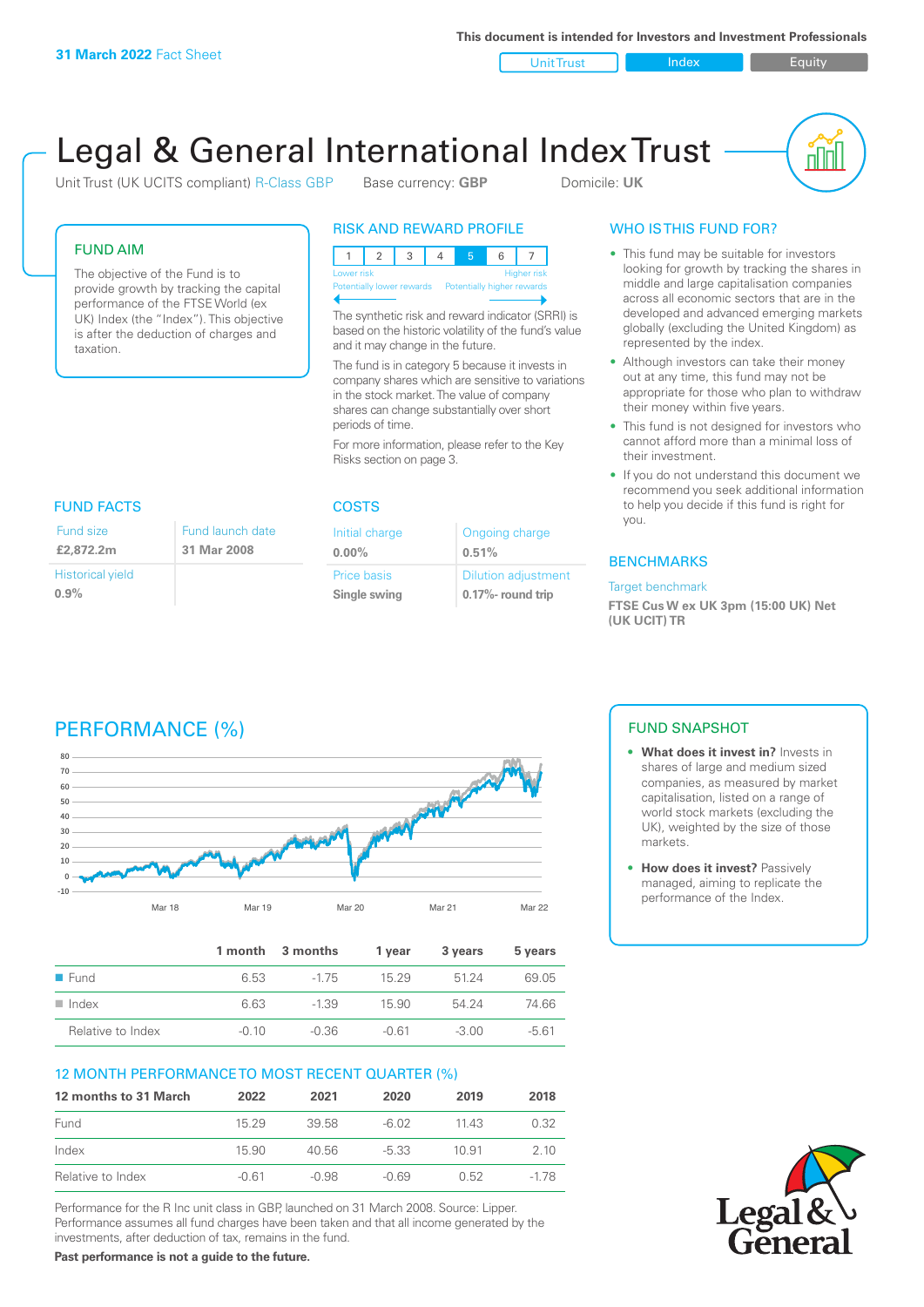31 March 2022 Fact Sheet

This document is intended for Investors and Investment Professionals

Unit Trust | Index | Equity

# Legal & General International Index Trust

Unit Trust (UK UCITS compliant) R-Class GBP   Base currency: **GBP**   Domicile: **UK**

## FUND AIM

The objective of the Fund is to provide growth by tracking the capital performance of the FTSE World (ex UK) Index (the "Index"). This objective is after the deduction of charges and taxation.

## RISK AND REWARD PROFILE

| 1 | 2 | 3 | 4 | 5 | 6 | 7 |
|---|---|---|---|---|---|---|

Lower risk — Higher risk
Potentially lower rewards — Potentially higher rewards

The synthetic risk and reward indicator (SRRI) is based on the historic volatility of the fund's value and it may change in the future.

The fund is in category 5 because it invests in company shares which are sensitive to variations in the stock market. The value of company shares can change substantially over short periods of time.

For more information, please refer to the Key Risks section on page 3.

## WHO IS THIS FUND FOR?

- This fund may be suitable for investors looking for growth by tracking the shares in middle and large capitalisation companies across all economic sectors that are in the developed and advanced emerging markets globally (excluding the United Kingdom) as represented by the index.
- Although investors can take their money out at any time, this fund may not be appropriate for those who plan to withdraw their money within five years.
- This fund is not designed for investors who cannot afford more than a minimal loss of their investment.
- If you do not understand this document we recommend you seek additional information to help you decide if this fund is right for you.

## FUND FACTS

| Fund size | Fund launch date |
|---|---|
| **£2,872.2m** | **31 Mar 2008** |
| Historical yield | |
| **0.9%** | |

## COSTS

| Initial charge | Ongoing charge |
|---|---|
| **0.00%** | **0.51%** |
| Price basis | Dilution adjustment |
| **Single swing** | **0.17%- round trip** |

## BENCHMARKS

Target benchmark

**FTSE Cus W ex UK 3pm (15:00 UK) Net (UK UCIT) TR**

## PERFORMANCE (%)

|  | 1 month | 3 months | 1 year | 3 years | 5 years |
|---|---|---|---|---|---|
| Fund | 6.53 | -1.75 | 15.29 | 51.24 | 69.05 |
| Index | 6.63 | -1.39 | 15.90 | 54.24 | 74.66 |
| Relative to Index | -0.10 | -0.36 | -0.61 | -3.00 | -5.61 |

## 12 MONTH PERFORMANCE TO MOST RECENT QUARTER (%)

| 12 months to 31 March | 2022 | 2021 | 2020 | 2019 | 2018 |
|---|---|---|---|---|---|
| Fund | 15.29 | 39.58 | -6.02 | 11.43 | 0.32 |
| Index | 15.90 | 40.56 | -5.33 | 10.91 | 2.10 |
| Relative to Index | -0.61 | -0.98 | -0.69 | 0.52 | -1.78 |

Performance for the R Inc unit class in GBP, launched on 31 March 2008. Source: Lipper. Performance assumes all fund charges have been taken and that all income generated by the investments, after deduction of tax, remains in the fund.

**Past performance is not a guide to the future.**

## FUND SNAPSHOT

- **What does it invest in?** Invests in shares of large and medium sized companies, as measured by market capitalisation, listed on a range of world stock markets (excluding the UK), weighted by the size of those markets.
- **How does it invest?** Passively managed, aiming to replicate the performance of the Index.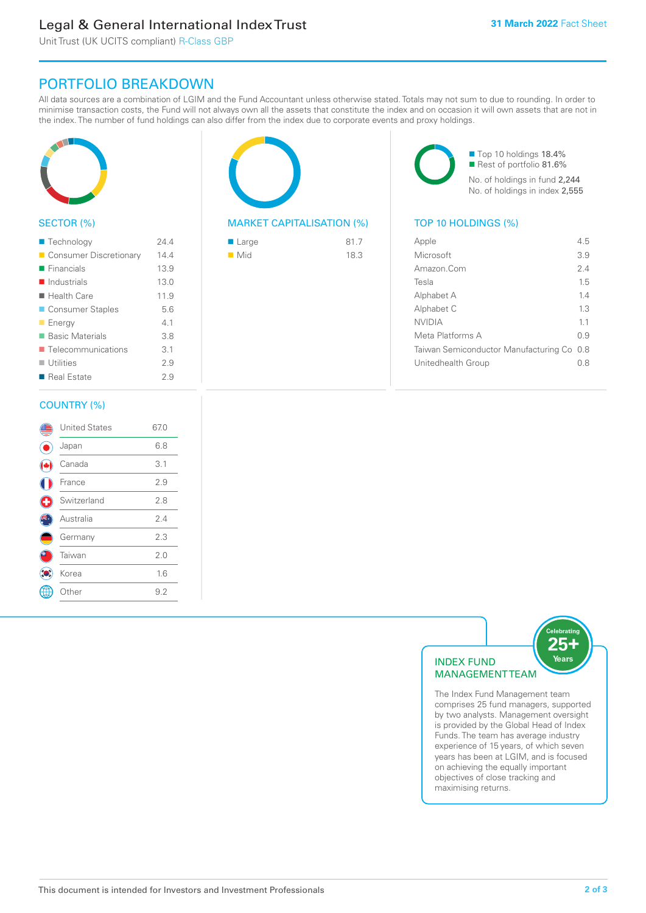# Legal & General International Index Trust

Unit Trust (UK UCITS compliant) R-Class GBP

**31 March 2022** Fact Sheet

## PORTFOLIO BREAKDOWN

All data sources are a combination of LGIM and the Fund Accountant unless otherwise stated. Totals may not sum to due to rounding. In order to minimise transaction costs, the Fund will not always own all the assets that constitute the index and on occasion it will own assets that are not in the index. The number of fund holdings can also differ from the index due to corporate events and proxy holdings.

### SECTOR (%)

| Sector | % |
|---|---|
| Technology | 24.4 |
| Consumer Discretionary | 14.4 |
| Financials | 13.9 |
| Industrials | 13.0 |
| Health Care | 11.9 |
| Consumer Staples | 5.6 |
| Energy | 4.1 |
| Basic Materials | 3.8 |
| Telecommunications | 3.1 |
| Utilities | 2.9 |
| Real Estate | 2.9 |

### MARKET CAPITALISATION (%)

| Market Cap | % |
|---|---|
| Large | 81.7 |
| Mid | 18.3 |

- Top 10 holdings 18.4%
- Rest of portfolio 81.6%

No. of holdings in fund 2,244

No. of holdings in index 2,555

### TOP 10 HOLDINGS (%)

| Holding | % |
|---|---|
| Apple | 4.5 |
| Microsoft | 3.9 |
| Amazon.Com | 2.4 |
| Tesla | 1.5 |
| Alphabet A | 1.4 |
| Alphabet C | 1.3 |
| NVIDIA | 1.1 |
| Meta Platforms A | 0.9 |
| Taiwan Semiconductor Manufacturing Co | 0.8 |
| Unitedhealth Group | 0.8 |

### COUNTRY (%)

| Country | % |
|---|---|
| United States | 67.0 |
| Japan | 6.8 |
| Canada | 3.1 |
| France | 2.9 |
| Switzerland | 2.8 |
| Australia | 2.4 |
| Germany | 2.3 |
| Taiwan | 2.0 |
| Korea | 1.6 |
| Other | 9.2 |

### INDEX FUND MANAGEMENT TEAM

Celebrating 25+ Years

The Index Fund Management team comprises 25 fund managers, supported by two analysts. Management oversight is provided by the Global Head of Index Funds. The team has average industry experience of 15 years, of which seven years has been at LGIM, and is focused on achieving the equally important objectives of close tracking and maximising returns.

This document is intended for Investors and Investment Professionals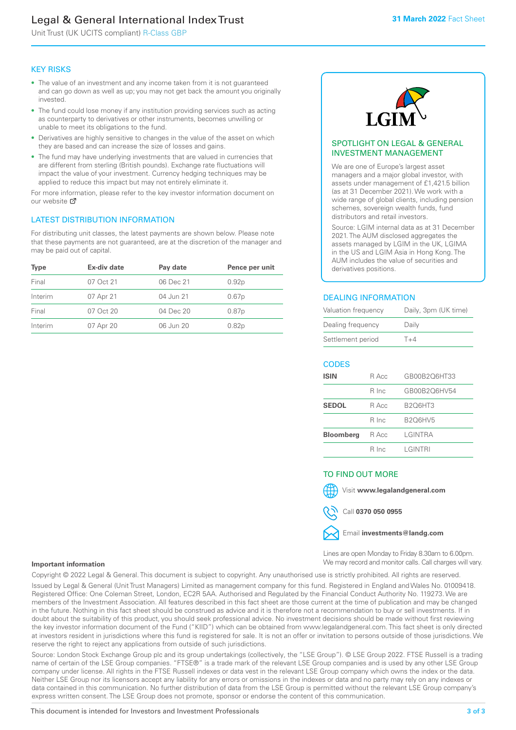## KEY RISKS

- The value of an investment and any income taken from it is not guaranteed and can go down as well as up; you may not get back the amount you originally invested.
- The fund could lose money if any institution providing services such as acting as counterparty to derivatives or other instruments, becomes unwilling or unable to meet its obligations to the fund.
- Derivatives are highly sensitive to changes in the value of the asset on which they are based and can increase the size of losses and gains.
- The fund may have underlying investments that are valued in currencies that are different from sterling (British pounds). Exchange rate fluctuations will impact the value of your investment. Currency hedging techniques may be applied to reduce this impact but may not entirely eliminate it.

For more information, please refer to the key investor information document on our website

## LATEST DISTRIBUTION INFORMATION

For distributing unit classes, the latest payments are shown below. Please note that these payments are not guaranteed, are at the discretion of the manager and may be paid out of capital.

| Type | Ex-div date | Pay date | Pence per unit |
|---|---|---|---|
| Final | 07 Oct 21 | 06 Dec 21 | 0.92p |
| Interim | 07 Apr 21 | 04 Jun 21 | 0.67p |
| Final | 07 Oct 20 | 04 Dec 20 | 0.87p |
| Interim | 07 Apr 20 | 06 Jun 20 | 0.82p |

## SPOTLIGHT ON LEGAL & GENERAL INVESTMENT MANAGEMENT

We are one of Europe's largest asset managers and a major global investor, with assets under management of £1,421.5 billion (as at 31 December 2021). We work with a wide range of global clients, including pension schemes, sovereign wealth funds, fund distributors and retail investors.

Source: LGIM internal data as at 31 December 2021. The AUM disclosed aggregates the assets managed by LGIM in the UK, LGIMA in the US and LGIM Asia in Hong Kong. The AUM includes the value of securities and derivatives positions.

## DEALING INFORMATION

| | |
|---|---|
| Valuation frequency | Daily, 3pm (UK time) |
| Dealing frequency | Daily |
| Settlement period | T+4 |

## CODES

| | | |
|---|---|---|
| **ISIN** | R Acc | GB00B2Q6HT33 |
| | R Inc | GB00B2Q6HV54 |
| **SEDOL** | R Acc | B2Q6HT3 |
| | R Inc | B2Q6HV5 |
| **Bloomberg** | R Acc | LGINTRA |
| | R Inc | LGINTRI |

## TO FIND OUT MORE

Visit **www.legalandgeneral.com**

Call **0370 050 0955**

Email **investments@landg.com**

Lines are open Monday to Friday 8.30am to 6.00pm. We may record and monitor calls. Call charges will vary.

**Important information**

Copyright © 2022 Legal & General. This document is subject to copyright. Any unauthorised use is strictly prohibited. All rights are reserved.

Issued by Legal & General (Unit Trust Managers) Limited as management company for this fund. Registered in England and Wales No. 01009418. Registered Office: One Coleman Street, London, EC2R 5AA. Authorised and Regulated by the Financial Conduct Authority No. 119273. We are members of the Investment Association. All features described in this fact sheet are those current at the time of publication and may be changed in the future. Nothing in this fact sheet should be construed as advice and it is therefore not a recommendation to buy or sell investments. If in doubt about the suitability of this product, you should seek professional advice. No investment decisions should be made without first reviewing the key investor information document of the Fund ("KIID") which can be obtained from www.legalandgeneral.com. This fact sheet is only directed at investors resident in jurisdictions where this fund is registered for sale. It is not an offer or invitation to persons outside of those jurisdictions. We reserve the right to reject any applications from outside of such jurisdictions.

Source: London Stock Exchange Group plc and its group undertakings (collectively, the "LSE Group"). © LSE Group 2022. FTSE Russell is a trading name of certain of the LSE Group companies. "FTSE®" is a trade mark of the relevant LSE Group companies and is used by any other LSE Group company under license. All rights in the FTSE Russell indexes or data vest in the relevant LSE Group company which owns the index or the data. Neither LSE Group nor its licensors accept any liability for any errors or omissions in the indexes or data and no party may rely on any indexes or data contained in this communication. No further distribution of data from the LSE Group is permitted without the relevant LSE Group company's express written consent. The LSE Group does not promote, sponsor or endorse the content of this communication.

This document is intended for Investors and Investment Professionals